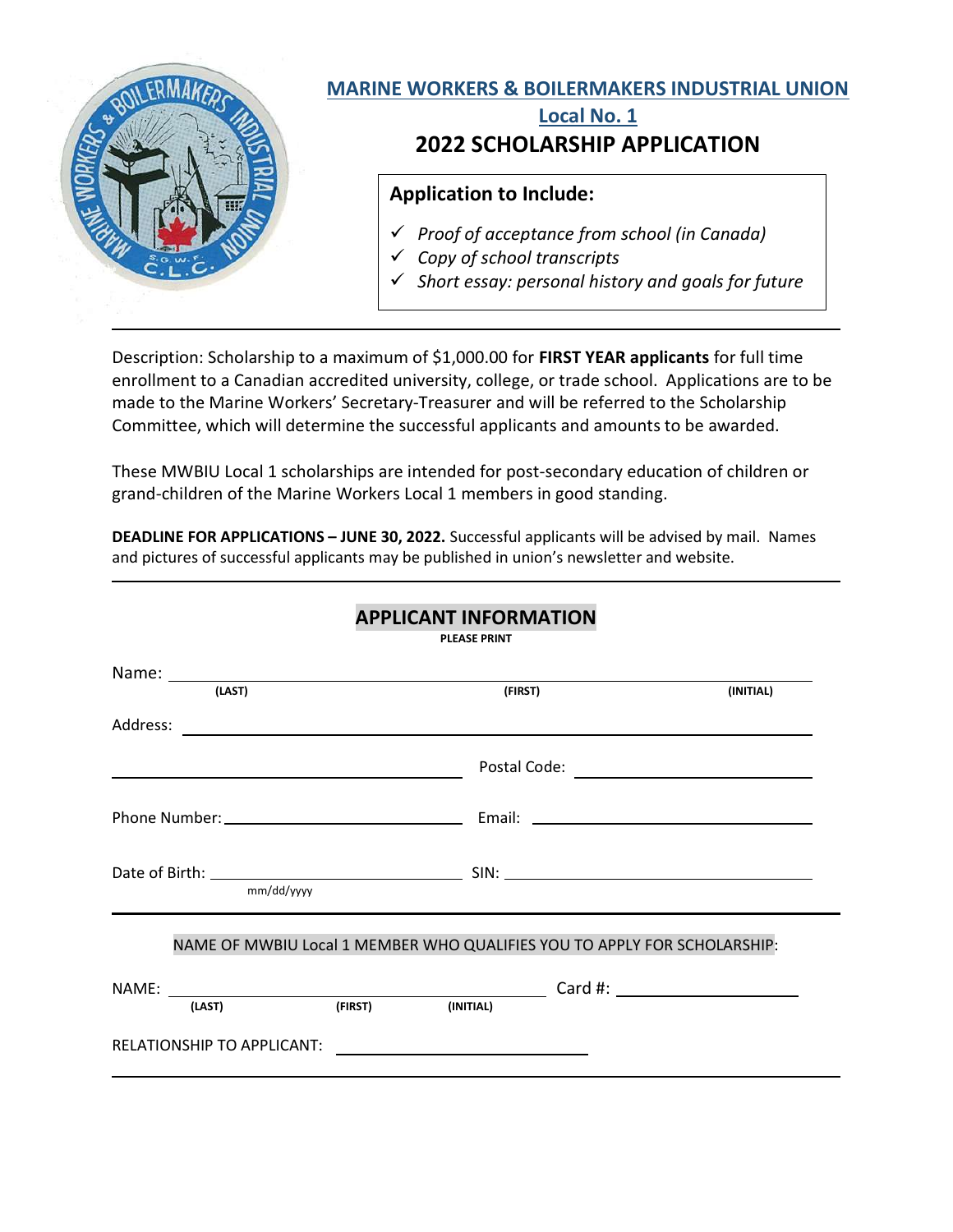# MARINE WORKERS & BOILERMAKERS INDUSTRIAL UNION

## Local No. 1

## 2022 SCHOLARSHIP APPLICATION

**Application to Include:**

- ✓ *Proof of acceptance from school (in Canada)*
- ✓ *Copy of school transcripts*
- ✓ *Short essay: personal history and goals for future*

---

Description: Scholarship to a maximum of $1,000.00 for **FIRST YEAR applicants** for full time enrollment to a Canadian accredited university, college, or trade school. Applications are to be made to the Marine Workers' Secretary-Treasurer and will be referred to the Scholarship Committee, which will determine the successful applicants and amounts to be awarded.

These MWBIU Local 1 scholarships are intended for post-secondary education of children or grand-children of the Marine Workers Local 1 members in good standing.

**DEADLINE FOR APPLICATIONS – JUNE 30, 2022.** Successful applicants will be advised by mail. Names and pictures of successful applicants may be published in union's newsletter and website.

---

## APPLICANT INFORMATION

**PLEASE PRINT**

Name: ______________________________________________________________
(LAST) (FIRST) (INITIAL)

Address: ____________________________________________________________

____________________________________ Postal Code: ____________________

Phone Number: ________________________ Email: ________________________

Date of Birth: ________________________ SIN: __________________________
mm/dd/yyyy

---

NAME OF MWBIU Local 1 MEMBER WHO QUALIFIES YOU TO APPLY FOR SCHOLARSHIP:

NAME: ________________________________________ Card #: ________________
(LAST) (FIRST) (INITIAL)

RELATIONSHIP TO APPLICANT: ________________________

---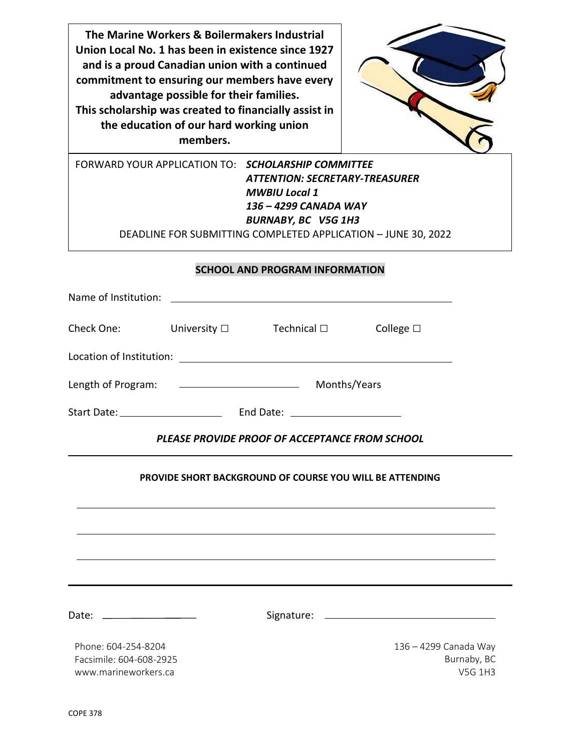**The Marine Workers & Boilermakers Industrial Union Local No. 1 has been in existence since 1927 and is a proud Canadian union with a continued commitment to ensuring our members have every advantage possible for their families.**
**This scholarship was created to financially assist in the education of our hard working union members.**

FORWARD YOUR APPLICATION TO: ***SCHOLARSHIP COMMITTEE***
***ATTENTION: SECRETARY-TREASURER***
***MWBIU Local 1***
***136 – 4299 CANADA WAY***
***BURNABY, BC V5G 1H3***

DEADLINE FOR SUBMITTING COMPLETED APPLICATION – JUNE 30, 2022

## SCHOOL AND PROGRAM INFORMATION

Name of Institution: ______________________________

Check One: University ☐ Technical ☐ College ☐

Location of Institution: ______________________________

Length of Program: ____________ Months/Years

Start Date: ____________ End Date: ____________

***PLEASE PROVIDE PROOF OF ACCEPTANCE FROM SCHOOL***

---

**PROVIDE SHORT BACKGROUND OF COURSE YOU WILL BE ATTENDING**

______________________________

______________________________

______________________________

---

Date: ____________ Signature: ______________________________

Phone: 604-254-8204
Facsimile: 604-608-2925
www.marineworkers.ca

136 – 4299 Canada Way
Burnaby, BC
V5G 1H3

COPE 378